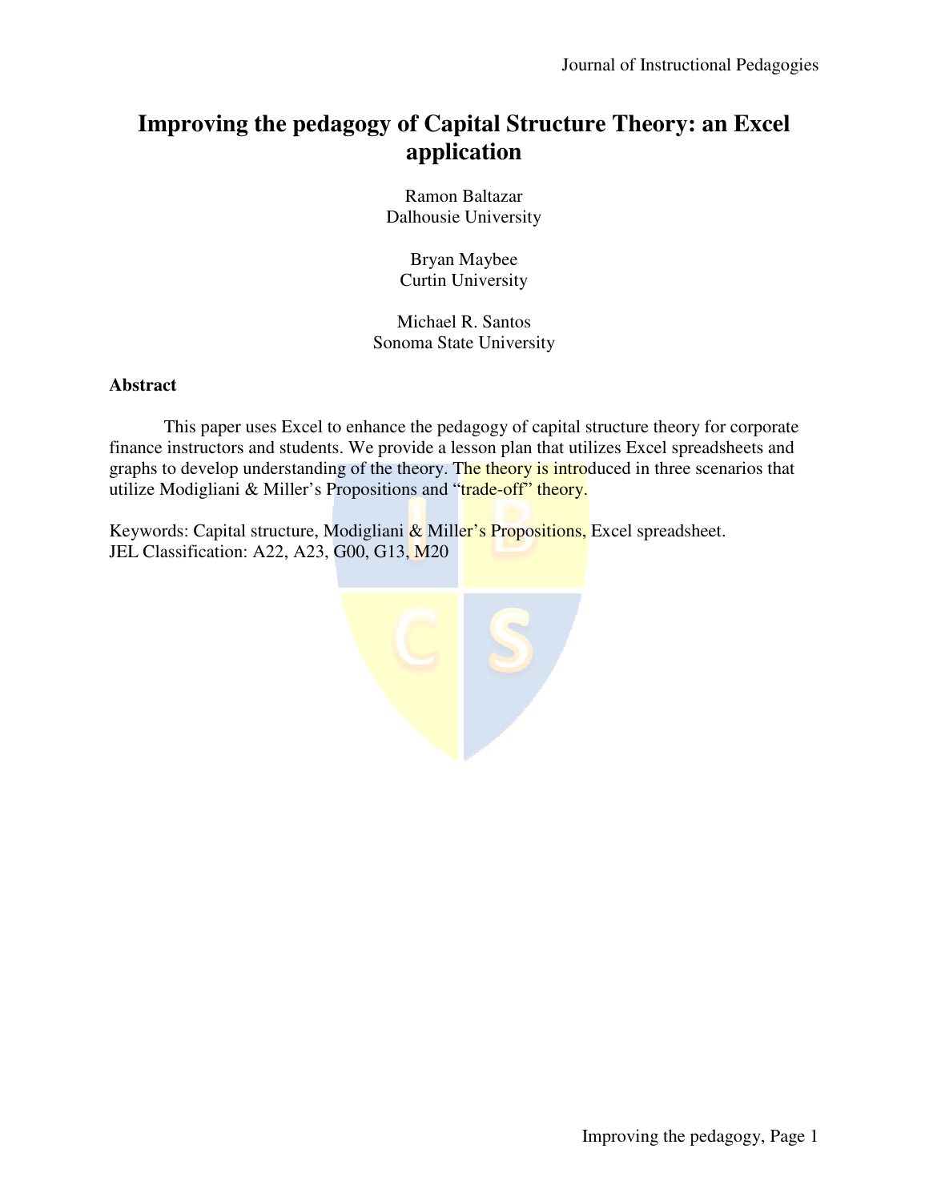# Improving the pedagogy of Capital Structure Theory: an Excel application

Ramon Baltazar
Dalhousie University

Bryan Maybee
Curtin University

Michael R. Santos
Sonoma State University

## Abstract

This paper uses Excel to enhance the pedagogy of capital structure theory for corporate finance instructors and students. We provide a lesson plan that utilizes Excel spreadsheets and graphs to develop understanding of the theory. The theory is introduced in three scenarios that utilize Modigliani & Miller's Propositions and "trade-off" theory.

Keywords: Capital structure, Modigliani & Miller's Propositions, Excel spreadsheet.
JEL Classification: A22, A23, G00, G13, M20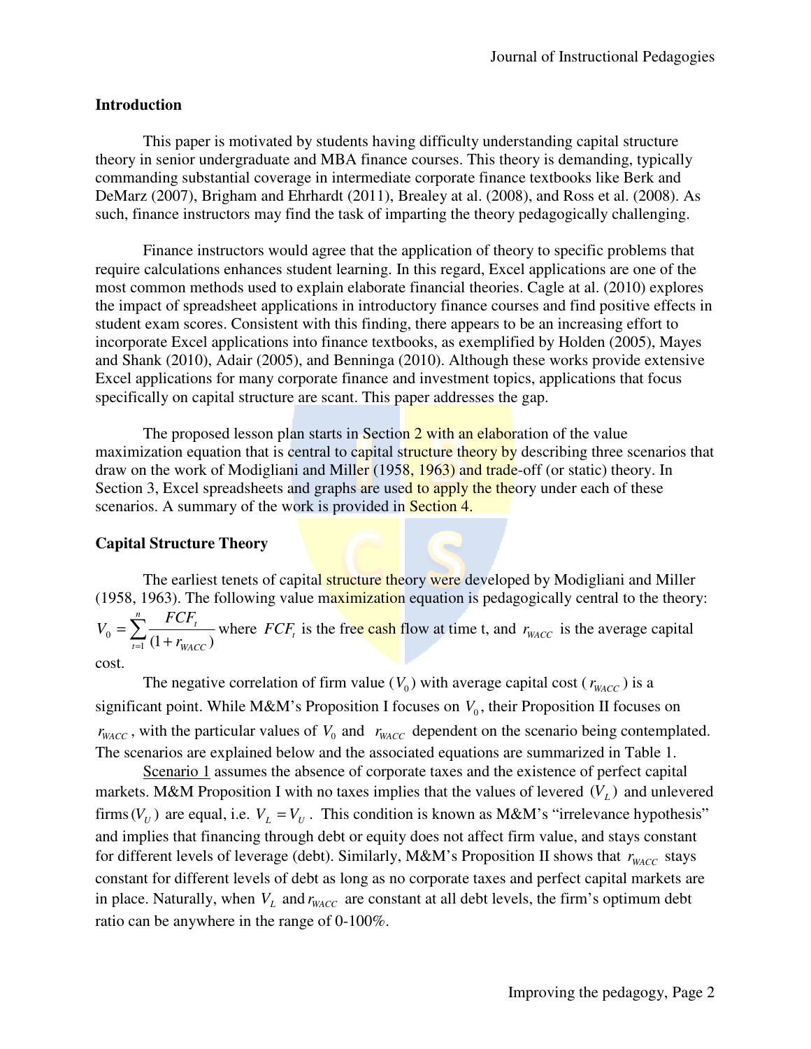## Introduction

This paper is motivated by students having difficulty understanding capital structure theory in senior undergraduate and MBA finance courses. This theory is demanding, typically commanding substantial coverage in intermediate corporate finance textbooks like Berk and DeMarz (2007), Brigham and Ehrhardt (2011), Brealey at al. (2008), and Ross et al. (2008). As such, finance instructors may find the task of imparting the theory pedagogically challenging.

Finance instructors would agree that the application of theory to specific problems that require calculations enhances student learning. In this regard, Excel applications are one of the most common methods used to explain elaborate financial theories. Cagle at al. (2010) explores the impact of spreadsheet applications in introductory finance courses and find positive effects in student exam scores. Consistent with this finding, there appears to be an increasing effort to incorporate Excel applications into finance textbooks, as exemplified by Holden (2005), Mayes and Shank (2010), Adair (2005), and Benninga (2010). Although these works provide extensive Excel applications for many corporate finance and investment topics, applications that focus specifically on capital structure are scant. This paper addresses the gap.

The proposed lesson plan starts in Section 2 with an elaboration of the value maximization equation that is central to capital structure theory by describing three scenarios that draw on the work of Modigliani and Miller (1958, 1963) and trade-off (or static) theory. In Section 3, Excel spreadsheets and graphs are used to apply the theory under each of these scenarios. A summary of the work is provided in Section 4.

## Capital Structure Theory

The earliest tenets of capital structure theory were developed by Modigliani and Miller (1958, 1963). The following value maximization equation is pedagogically central to the theory: $V_0 = \sum_{t=1}^{n} \frac{FCF_t}{(1+r_{WACC})}$ where $FCF_t$ is the free cash flow at time t, and $r_{WACC}$ is the average capital cost.

The negative correlation of firm value ($V_0$) with average capital cost ($r_{WACC}$) is a significant point. While M&M's Proposition I focuses on $V_0$, their Proposition II focuses on $r_{WACC}$, with the particular values of $V_0$ and $r_{WACC}$ dependent on the scenario being contemplated. The scenarios are explained below and the associated equations are summarized in Table 1.

Scenario 1 assumes the absence of corporate taxes and the existence of perfect capital markets. M&M Proposition I with no taxes implies that the values of levered $(V_L)$ and unlevered firms $(V_U)$ are equal, i.e. $V_L = V_U$. This condition is known as M&M's "irrelevance hypothesis" and implies that financing through debt or equity does not affect firm value, and stays constant for different levels of leverage (debt). Similarly, M&M's Proposition II shows that $r_{WACC}$ stays constant for different levels of debt as long as no corporate taxes and perfect capital markets are in place. Naturally, when $V_L$ and $r_{WACC}$ are constant at all debt levels, the firm's optimum debt ratio can be anywhere in the range of 0-100%.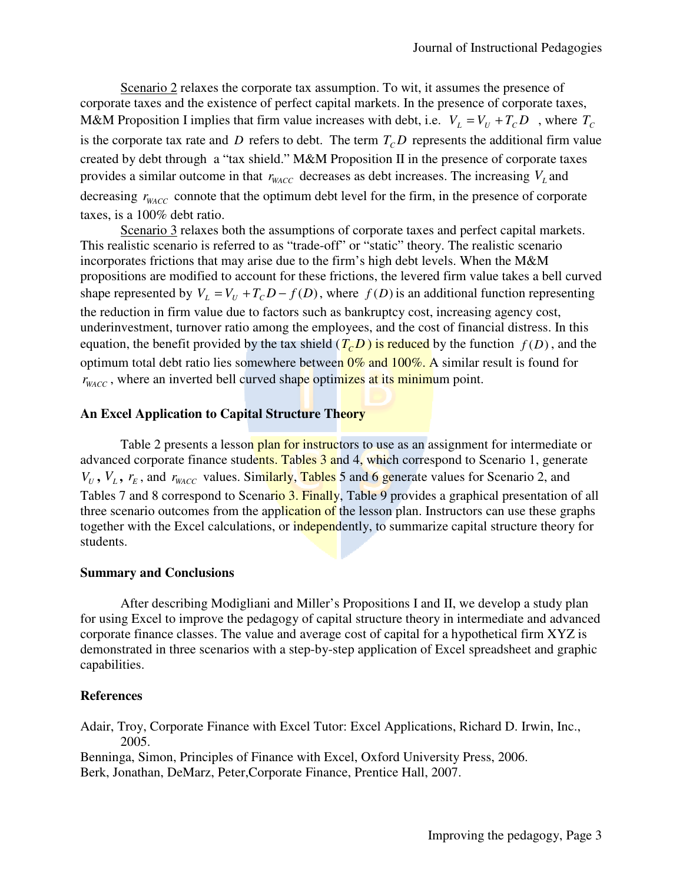Scenario 2 relaxes the corporate tax assumption. To wit, it assumes the presence of corporate taxes and the existence of perfect capital markets. In the presence of corporate taxes, M&M Proposition I implies that firm value increases with debt, i.e. $V_L = V_U + T_C D$ , where $T_C$ is the corporate tax rate and $D$ refers to debt. The term $T_C D$ represents the additional firm value created by debt through a "tax shield." M&M Proposition II in the presence of corporate taxes provides a similar outcome in that $r_{WACC}$ decreases as debt increases. The increasing $V_L$ and decreasing $r_{WACC}$ connote that the optimum debt level for the firm, in the presence of corporate taxes, is a 100% debt ratio.

Scenario 3 relaxes both the assumptions of corporate taxes and perfect capital markets. This realistic scenario is referred to as "trade-off" or "static" theory. The realistic scenario incorporates frictions that may arise due to the firm's high debt levels. When the M&M propositions are modified to account for these frictions, the levered firm value takes a bell curved shape represented by $V_L = V_U + T_C D - f(D)$, where $f(D)$ is an additional function representing the reduction in firm value due to factors such as bankruptcy cost, increasing agency cost, underinvestment, turnover ratio among the employees, and the cost of financial distress. In this equation, the benefit provided by the tax shield ($T_C D$) is reduced by the function $f(D)$, and the optimum total debt ratio lies somewhere between 0% and 100%. A similar result is found for $r_{WACC}$, where an inverted bell curved shape optimizes at its minimum point.

## An Excel Application to Capital Structure Theory

Table 2 presents a lesson plan for instructors to use as an assignment for intermediate or advanced corporate finance students. Tables 3 and 4, which correspond to Scenario 1, generate $V_U$, $V_L$, $r_E$, and $r_{WACC}$ values. Similarly, Tables 5 and 6 generate values for Scenario 2, and Tables 7 and 8 correspond to Scenario 3. Finally, Table 9 provides a graphical presentation of all three scenario outcomes from the application of the lesson plan. Instructors can use these graphs together with the Excel calculations, or independently, to summarize capital structure theory for students.

## Summary and Conclusions

After describing Modigliani and Miller's Propositions I and II, we develop a study plan for using Excel to improve the pedagogy of capital structure theory in intermediate and advanced corporate finance classes. The value and average cost of capital for a hypothetical firm XYZ is demonstrated in three scenarios with a step-by-step application of Excel spreadsheet and graphic capabilities.

## References

Adair, Troy, Corporate Finance with Excel Tutor: Excel Applications, Richard D. Irwin, Inc., 2005.

Benninga, Simon, Principles of Finance with Excel, Oxford University Press, 2006.

Berk, Jonathan, DeMarz, Peter,Corporate Finance, Prentice Hall, 2007.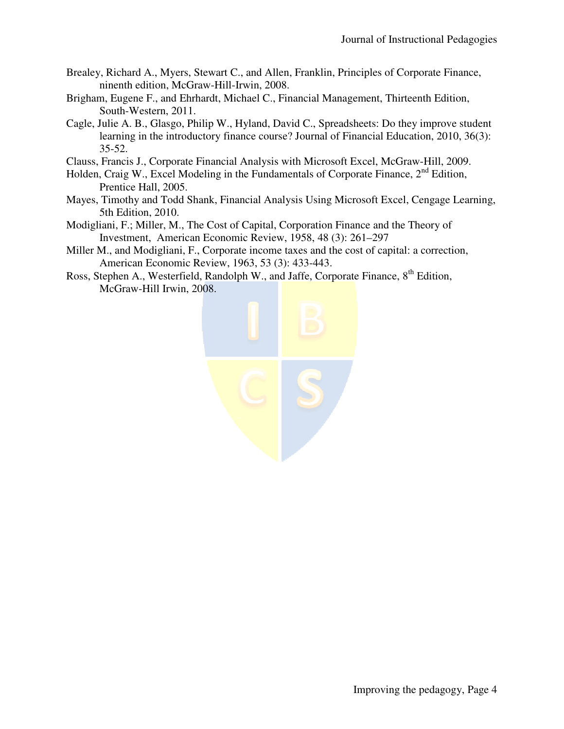Brealey, Richard A., Myers, Stewart C., and Allen, Franklin, Principles of Corporate Finance, ninenth edition, McGraw-Hill-Irwin, 2008.

Brigham, Eugene F., and Ehrhardt, Michael C., Financial Management, Thirteenth Edition, South-Western, 2011.

Cagle, Julie A. B., Glasgo, Philip W., Hyland, David C., Spreadsheets: Do they improve student learning in the introductory finance course? Journal of Financial Education, 2010, 36(3): 35-52.

Clauss, Francis J., Corporate Financial Analysis with Microsoft Excel, McGraw-Hill, 2009.

Holden, Craig W., Excel Modeling in the Fundamentals of Corporate Finance, 2nd Edition, Prentice Hall, 2005.

Mayes, Timothy and Todd Shank, Financial Analysis Using Microsoft Excel, Cengage Learning, 5th Edition, 2010.

Modigliani, F.; Miller, M., The Cost of Capital, Corporation Finance and the Theory of Investment, American Economic Review, 1958, 48 (3): 261–297

Miller M., and Modigliani, F., Corporate income taxes and the cost of capital: a correction, American Economic Review, 1963, 53 (3): 433-443.

Ross, Stephen A., Westerfield, Randolph W., and Jaffe, Corporate Finance, 8th Edition, McGraw-Hill Irwin, 2008.